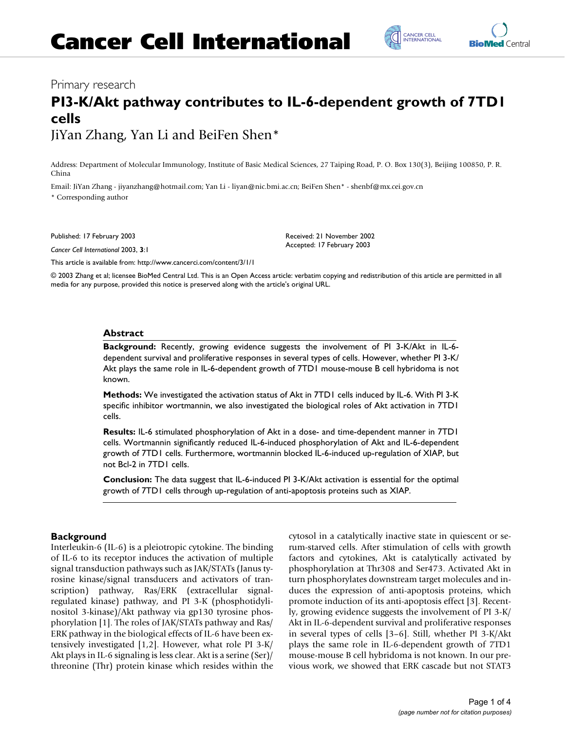Primary research

# PI3-K/Akt pathway contributes to IL-6-dependent growth of 7TD1 cells

JiYan Zhang, Yan Li and BeiFen Shen*

Address: Department of Molecular Immunology, Institute of Basic Medical Sciences, 27 Taiping Road, P. O. Box 130(3), Beijing 100850, P. R. China

Email: JiYan Zhang - jiyanzhang@hotmail.com; Yan Li - liyan@nic.bmi.ac.cn; BeiFen Shen* - shenbf@mx.cei.gov.cn

* Corresponding author

Published: 17 February 2003

*Cancer Cell International* 2003, **3**:1

This article is available from: http://www.cancerci.com/content/3/1/1

Received: 21 November 2002
Accepted: 17 February 2003

© 2003 Zhang et al; licensee BioMed Central Ltd. This is an Open Access article: verbatim copying and redistribution of this article are permitted in all media for any purpose, provided this notice is preserved along with the article's original URL.

## Abstract

**Background:** Recently, growing evidence suggests the involvement of PI 3-K/Akt in IL-6-dependent survival and proliferative responses in several types of cells. However, whether PI 3-K/Akt plays the same role in IL-6-dependent growth of 7TD1 mouse-mouse B cell hybridoma is not known.

**Methods:** We investigated the activation status of Akt in 7TD1 cells induced by IL-6. With PI 3-K specific inhibitor wortmannin, we also investigated the biological roles of Akt activation in 7TD1 cells.

**Results:** IL-6 stimulated phosphorylation of Akt in a dose- and time-dependent manner in 7TD1 cells. Wortmannin significantly reduced IL-6-induced phosphorylation of Akt and IL-6-dependent growth of 7TD1 cells. Furthermore, wortmannin blocked IL-6-induced up-regulation of XIAP, but not Bcl-2 in 7TD1 cells.

**Conclusion:** The data suggest that IL-6-induced PI 3-K/Akt activation is essential for the optimal growth of 7TD1 cells through up-regulation of anti-apoptosis proteins such as XIAP.

## Background

Interleukin-6 (IL-6) is a pleiotropic cytokine. The binding of IL-6 to its receptor induces the activation of multiple signal transduction pathways such as JAK/STATs (Janus tyrosine kinase/signal transducers and activators of transcription) pathway, Ras/ERK (extracellular signal-regulated kinase) pathway, and PI 3-K (phosphotidylinositol 3-kinase)/Akt pathway via gp130 tyrosine phosphorylation [1]. The roles of JAK/STATs pathway and Ras/ERK pathway in the biological effects of IL-6 have been extensively investigated [1,2]. However, what role PI 3-K/Akt plays in IL-6 signaling is less clear. Akt is a serine (Ser)/threonine (Thr) protein kinase which resides within the cytosol in a catalytically inactive state in quiescent or serum-starved cells. After stimulation of cells with growth factors and cytokines, Akt is catalytically activated by phosphorylation at Thr308 and Ser473. Activated Akt in turn phosphorylates downstream target molecules and induces the expression of anti-apoptosis proteins, which promote induction of its anti-apoptosis effect [3]. Recently, growing evidence suggests the involvement of PI 3-K/Akt in IL-6-dependent survival and proliferative responses in several types of cells [3–6]. Still, whether PI 3-K/Akt plays the same role in IL-6-dependent growth of 7TD1 mouse-mouse B cell hybridoma is not known. In our previous work, we showed that ERK cascade but not STAT3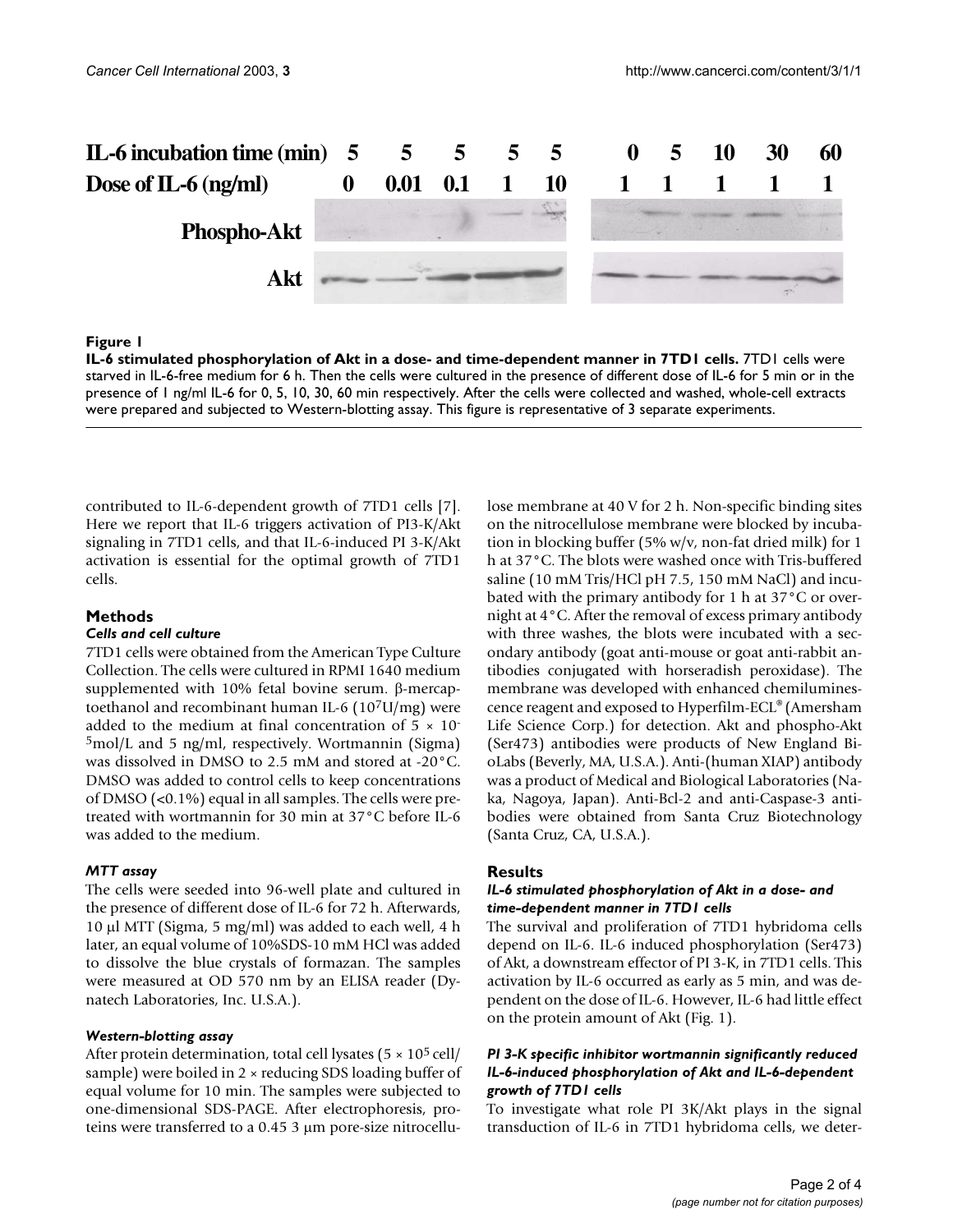**Figure 1**

**IL-6 stimulated phosphorylation of Akt in a dose- and time-dependent manner in 7TD1 cells.** 7TD1 cells were starved in IL-6-free medium for 6 h. Then the cells were cultured in the presence of different dose of IL-6 for 5 min or in the presence of 1 ng/ml IL-6 for 0, 5, 10, 30, 60 min respectively. After the cells were collected and washed, whole-cell extracts were prepared and subjected to Western-blotting assay. This figure is representative of 3 separate experiments.

contributed to IL-6-dependent growth of 7TD1 cells [7]. Here we report that IL-6 triggers activation of PI3-K/Akt signaling in 7TD1 cells, and that IL-6-induced PI 3-K/Akt activation is essential for the optimal growth of 7TD1 cells.

## Methods

### *Cells and cell culture*

7TD1 cells were obtained from the American Type Culture Collection. The cells were cultured in RPMI 1640 medium supplemented with 10% fetal bovine serum. β-mercaptoethanol and recombinant human IL-6 ($10^7$U/mg) were added to the medium at final concentration of $5 \times 10^{-5}$mol/L and 5 ng/ml, respectively. Wortmannin (Sigma) was dissolved in DMSO to 2.5 mM and stored at -20°C. DMSO was added to control cells to keep concentrations of DMSO (<0.1%) equal in all samples. The cells were pretreated with wortmannin for 30 min at 37°C before IL-6 was added to the medium.

### *MTT assay*

The cells were seeded into 96-well plate and cultured in the presence of different dose of IL-6 for 72 h. Afterwards, 10 μl MTT (Sigma, 5 mg/ml) was added to each well, 4 h later, an equal volume of 10%SDS-10 mM HCl was added to dissolve the blue crystals of formazan. The samples were measured at OD 570 nm by an ELISA reader (Dynatech Laboratories, Inc. U.S.A.).

### *Western-blotting assay*

After protein determination, total cell lysates ($5 \times 10^5$ cell/sample) were boiled in 2 × reducing SDS loading buffer of equal volume for 10 min. The samples were subjected to one-dimensional SDS-PAGE. After electrophoresis, proteins were transferred to a 0.45 3 μm pore-size nitrocellulose membrane at 40 V for 2 h. Non-specific binding sites on the nitrocellulose membrane were blocked by incubation in blocking buffer (5% w/v, non-fat dried milk) for 1 h at 37°C. The blots were washed once with Tris-buffered saline (10 mM Tris/HCl pH 7.5, 150 mM NaCl) and incubated with the primary antibody for 1 h at 37°C or overnight at 4°C. After the removal of excess primary antibody with three washes, the blots were incubated with a secondary antibody (goat anti-mouse or goat anti-rabbit antibodies conjugated with horseradish peroxidase). The membrane was developed with enhanced chemiluminescence reagent and exposed to Hyperfilm-ECL® (Amersham Life Science Corp.) for detection. Akt and phospho-Akt (Ser473) antibodies were products of New England BioLabs (Beverly, MA, U.S.A.). Anti-(human XIAP) antibody was a product of Medical and Biological Laboratories (Naka, Nagoya, Japan). Anti-Bcl-2 and anti-Caspase-3 antibodies were obtained from Santa Cruz Biotechnology (Santa Cruz, CA, U.S.A.).

## Results

### *IL-6 stimulated phosphorylation of Akt in a dose- and time-dependent manner in 7TD1 cells*

The survival and proliferation of 7TD1 hybridoma cells depend on IL-6. IL-6 induced phosphorylation (Ser473) of Akt, a downstream effector of PI 3-K, in 7TD1 cells. This activation by IL-6 occurred as early as 5 min, and was dependent on the dose of IL-6. However, IL-6 had little effect on the protein amount of Akt (Fig. 1).

### *PI 3-K specific inhibitor wortmannin significantly reduced IL-6-induced phosphorylation of Akt and IL-6-dependent growth of 7TD1 cells*

To investigate what role PI 3K/Akt plays in the signal transduction of IL-6 in 7TD1 hybridoma cells, we deter-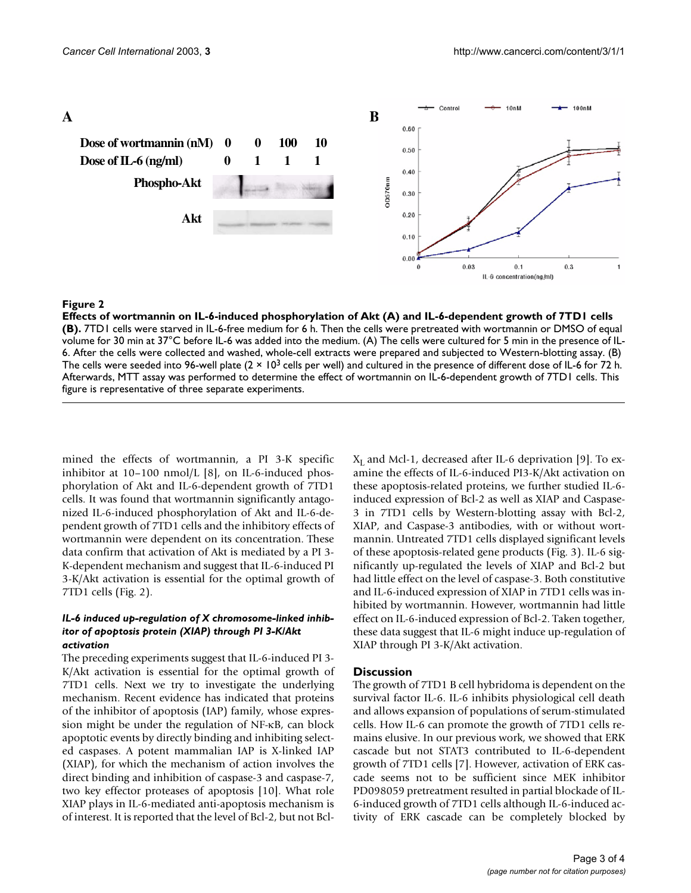**Figure 2**

**Effects of wortmannin on IL-6-induced phosphorylation of Akt (A) and IL-6-dependent growth of 7TD1 cells (B).** 7TD1 cells were starved in IL-6-free medium for 6 h. Then the cells were pretreated with wortmannin or DMSO of equal volume for 30 min at 37°C before IL-6 was added into the medium. (A) The cells were cultured for 5 min in the presence of IL-6. After the cells were collected and washed, whole-cell extracts were prepared and subjected to Western-blotting assay. (B) The cells were seeded into 96-well plate ($2 \times 10^3$ cells per well) and cultured in the presence of different dose of IL-6 for 72 h. Afterwards, MTT assay was performed to determine the effect of wortmannin on IL-6-dependent growth of 7TD1 cells. This figure is representative of three separate experiments.

mined the effects of wortmannin, a PI 3-K specific inhibitor at 10–100 nmol/L [8], on IL-6-induced phosphorylation of Akt and IL-6-dependent growth of 7TD1 cells. It was found that wortmannin significantly antagonized IL-6-induced phosphorylation of Akt and IL-6-dependent growth of 7TD1 cells and the inhibitory effects of wortmannin were dependent on its concentration. These data confirm that activation of Akt is mediated by a PI 3-K-dependent mechanism and suggest that IL-6-induced PI 3-K/Akt activation is essential for the optimal growth of 7TD1 cells (Fig. 2).

### *IL-6 induced up-regulation of X chromosome-linked inhibitor of apoptosis protein (XIAP) through PI 3-K/Akt activation*

The preceding experiments suggest that IL-6-induced PI 3-K/Akt activation is essential for the optimal growth of 7TD1 cells. Next we try to investigate the underlying mechanism. Recent evidence has indicated that proteins of the inhibitor of apoptosis (IAP) family, whose expression might be under the regulation of NF-κB, can block apoptotic events by directly binding and inhibiting selected caspases. A potent mammalian IAP is X-linked IAP (XIAP), for which the mechanism of action involves the direct binding and inhibition of caspase-3 and caspase-7, two key effector proteases of apoptosis [10]. What role XIAP plays in IL-6-mediated anti-apoptosis mechanism is of interest. It is reported that the level of Bcl-2, but not Bcl-$X_L$ and Mcl-1, decreased after IL-6 deprivation [9]. To examine the effects of IL-6-induced PI3-K/Akt activation on these apoptosis-related proteins, we further studied IL-6-induced expression of Bcl-2 as well as XIAP and Caspase-3 in 7TD1 cells by Western-blotting assay with Bcl-2, XIAP, and Caspase-3 antibodies, with or without wortmannin. Untreated 7TD1 cells displayed significant levels of these apoptosis-related gene products (Fig. 3). IL-6 significantly up-regulated the levels of XIAP and Bcl-2 but had little effect on the level of caspase-3. Both constitutive and IL-6-induced expression of XIAP in 7TD1 cells was inhibited by wortmannin. However, wortmannin had little effect on IL-6-induced expression of Bcl-2. Taken together, these data suggest that IL-6 might induce up-regulation of XIAP through PI 3-K/Akt activation.

## Discussion

The growth of 7TD1 B cell hybridoma is dependent on the survival factor IL-6. IL-6 inhibits physiological cell death and allows expansion of populations of serum-stimulated cells. How IL-6 can promote the growth of 7TD1 cells remains elusive. In our previous work, we showed that ERK cascade but not STAT3 contributed to IL-6-dependent growth of 7TD1 cells [7]. However, activation of ERK cascade seems not to be sufficient since MEK inhibitor PD098059 pretreatment resulted in partial blockade of IL-6-induced growth of 7TD1 cells although IL-6-induced activity of ERK cascade can be completely blocked by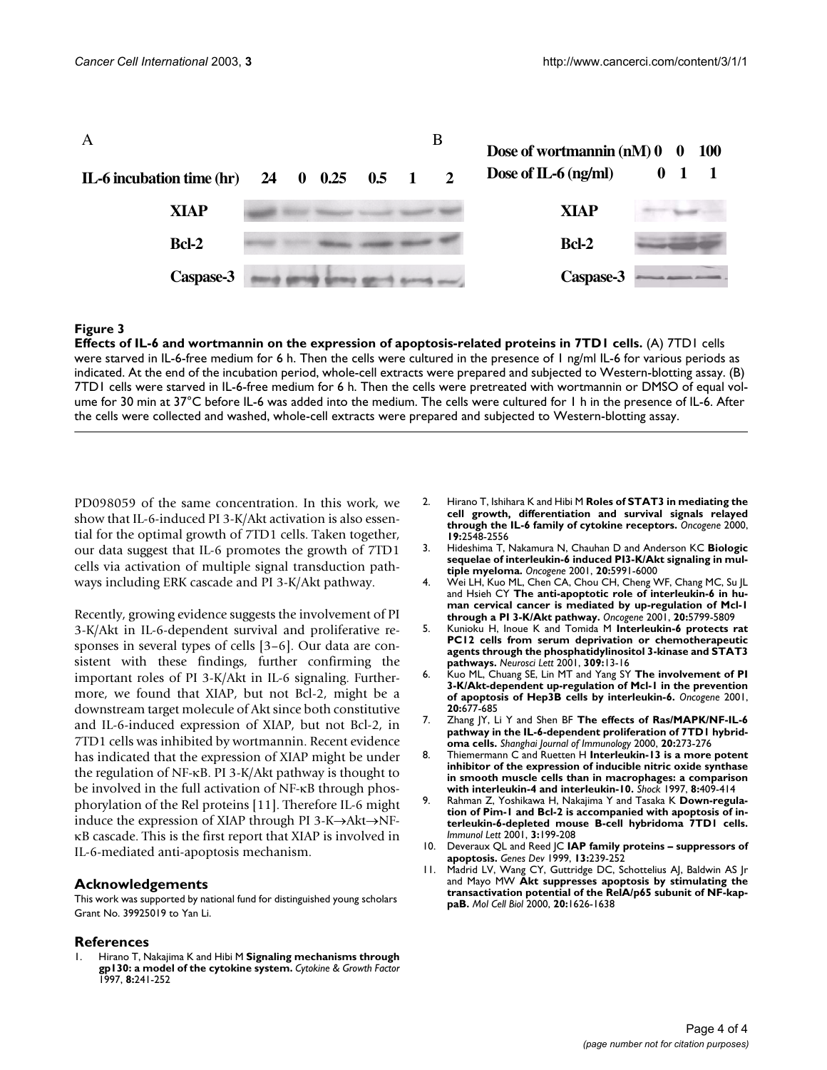A

IL-6 incubation time (hr) 24 0 0.25 0.5 1 2

XIAP

Bcl-2

Caspase-3

B

Dose of wortmannin (nM) 0 0 100

Dose of IL-6 (ng/ml) 0 1 1

XIAP

Bcl-2

Caspase-3

**Figure 3**

**Effects of IL-6 and wortmannin on the expression of apoptosis-related proteins in 7TD1 cells.** (A) 7TD1 cells were starved in IL-6-free medium for 6 h. Then the cells were cultured in the presence of 1 ng/ml IL-6 for various periods as indicated. At the end of the incubation period, whole-cell extracts were prepared and subjected to Western-blotting assay. (B) 7TD1 cells were starved in IL-6-free medium for 6 h. Then the cells were pretreated with wortmannin or DMSO of equal volume for 30 min at 37°C before IL-6 was added into the medium. The cells were cultured for 1 h in the presence of IL-6. After the cells were collected and washed, whole-cell extracts were prepared and subjected to Western-blotting assay.

PD098059 of the same concentration. In this work, we show that IL-6-induced PI 3-K/Akt activation is also essential for the optimal growth of 7TD1 cells. Taken together, our data suggest that IL-6 promotes the growth of 7TD1 cells via activation of multiple signal transduction pathways including ERK cascade and PI 3-K/Akt pathway.

Recently, growing evidence suggests the involvement of PI 3-K/Akt in IL-6-dependent survival and proliferative responses in several types of cells [3–6]. Our data are consistent with these findings, further confirming the important roles of PI 3-K/Akt in IL-6 signaling. Furthermore, we found that XIAP, but not Bcl-2, might be a downstream target molecule of Akt since both constitutive and IL-6-induced expression of XIAP, but not Bcl-2, in 7TD1 cells was inhibited by wortmannin. Recent evidence has indicated that the expression of XIAP might be under the regulation of NF-κB. PI 3-K/Akt pathway is thought to be involved in the full activation of NF-κB through phosphorylation of the Rel proteins [11]. Therefore IL-6 might induce the expression of XIAP through PI 3-K→Akt→NF-κB cascade. This is the first report that XIAP is involved in IL-6-mediated anti-apoptosis mechanism.

## Acknowledgements

This work was supported by national fund for distinguished young scholars Grant No. 39925019 to Yan Li.

## References

1. Hirano T, Nakajima K and Hibi M **Signaling mechanisms through gp130: a model of the cytokine system.** *Cytokine & Growth Factor* 1997, **8:**241-252
2. Hirano T, Ishihara K and Hibi M **Roles of STAT3 in mediating the cell growth, differentiation and survival signals relayed through the IL-6 family of cytokine receptors.** *Oncogene* 2000, **19:**2548-2556
3. Hideshima T, Nakamura N, Chauhan D and Anderson KC **Biologic sequelae of interleukin-6 induced PI3-K/Akt signaling in multiple myeloma.** *Oncogene* 2001, **20:**5991-6000
4. Wei LH, Kuo ML, Chen CA, Chou CH, Cheng WF, Chang MC, Su JL and Hsieh CY **The anti-apoptotic role of interleukin-6 in human cervical cancer is mediated by up-regulation of Mcl-1 through a PI 3-K/Akt pathway.** *Oncogene* 2001, **20:**5799-5809
5. Kunioku H, Inoue K and Tomida M **Interleukin-6 protects rat PC12 cells from serum deprivation or chemotherapeutic agents through the phosphatidylinositol 3-kinase and STAT3 pathways.** *Neurosci Lett* 2001, **309:**13-16
6. Kuo ML, Chuang SE, Lin MT and Yang SY **The involvement of PI 3-K/Akt-dependent up-regulation of Mcl-1 in the prevention of apoptosis of Hep3B cells by interleukin-6.** *Oncogene* 2001, **20:**677-685
7. Zhang JY, Li Y and Shen BF **The effects of Ras/MAPK/NF-IL-6 pathway in the IL-6-dependent proliferation of 7TD1 hybridoma cells.** *Shanghai Journal of Immunology* 2000, **20:**273-276
8. Thiemermann C and Ruetten H **Interleukin-13 is a more potent inhibitor of the expression of inducible nitric oxide synthase in smooth muscle cells than in macrophages: a comparison with interleukin-4 and interleukin-10.** *Shock* 1997, **8:**409-414
9. Rahman Z, Yoshikawa H, Nakajima Y and Tasaka K **Down-regulation of Pim-1 and Bcl-2 is accompanied with apoptosis of interleukin-6-depleted mouse B-cell hybridoma 7TD1 cells.** *Immunol Lett* 2001, **3:**199-208
10. Deveraux QL and Reed JC **IAP family proteins – suppressors of apoptosis.** *Genes Dev* 1999, **13:**239-252
11. Madrid LV, Wang CY, Guttridge DC, Schottelius AJ, Baldwin AS Jr and Mayo MW **Akt suppresses apoptosis by stimulating the transactivation potential of the RelA/p65 subunit of NF-kappaB.** *Mol Cell Biol* 2000, **20:**1626-1638